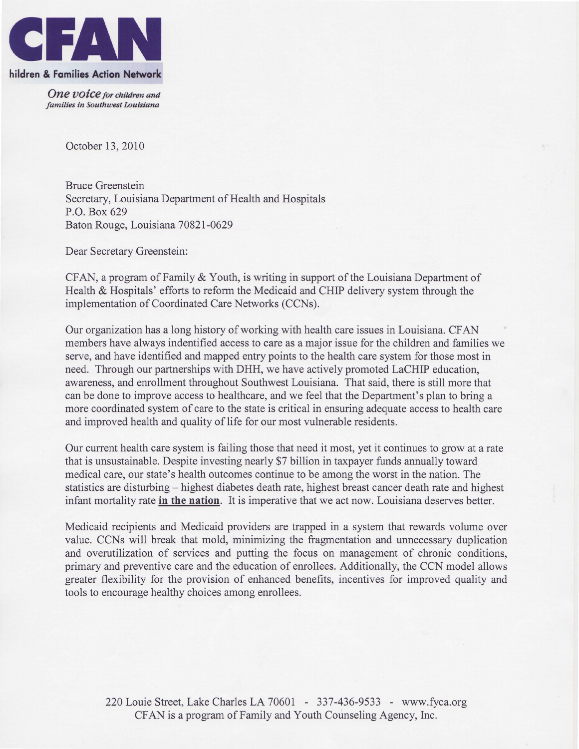**CFAN**

**hildren & Families Action Network**

*One voice for children and families in Southwest Louisiana*

October 13, 2010

Bruce Greenstein
Secretary, Louisiana Department of Health and Hospitals
P.O. Box 629
Baton Rouge, Louisiana 70821-0629

Dear Secretary Greenstein:

CFAN, a program of Family & Youth, is writing in support of the Louisiana Department of Health & Hospitals' efforts to reform the Medicaid and CHIP delivery system through the implementation of Coordinated Care Networks (CCNs).

Our organization has a long history of working with health care issues in Louisiana. CFAN members have always indentified access to care as a major issue for the children and families we serve, and have identified and mapped entry points to the health care system for those most in need. Through our partnerships with DHH, we have actively promoted LaCHIP education, awareness, and enrollment throughout Southwest Louisiana. That said, there is still more that can be done to improve access to healthcare, and we feel that the Department's plan to bring a more coordinated system of care to the state is critical in ensuring adequate access to health care and improved health and quality of life for our most vulnerable residents.

Our current health care system is failing those that need it most, yet it continues to grow at a rate that is unsustainable. Despite investing nearly $7 billion in taxpayer funds annually toward medical care, our state's health outcomes continue to be among the worst in the nation. The statistics are disturbing – highest diabetes death rate, highest breast cancer death rate and highest infant mortality rate **in the nation**. It is imperative that we act now. Louisiana deserves better.

Medicaid recipients and Medicaid providers are trapped in a system that rewards volume over value. CCNs will break that mold, minimizing the fragmentation and unnecessary duplication and overutilization of services and putting the focus on management of chronic conditions, primary and preventive care and the education of enrollees. Additionally, the CCN model allows greater flexibility for the provision of enhanced benefits, incentives for improved quality and tools to encourage healthy choices among enrollees.

220 Louie Street, Lake Charles LA 70601 - 337-436-9533 - www.fyca.org
CFAN is a program of Family and Youth Counseling Agency, Inc.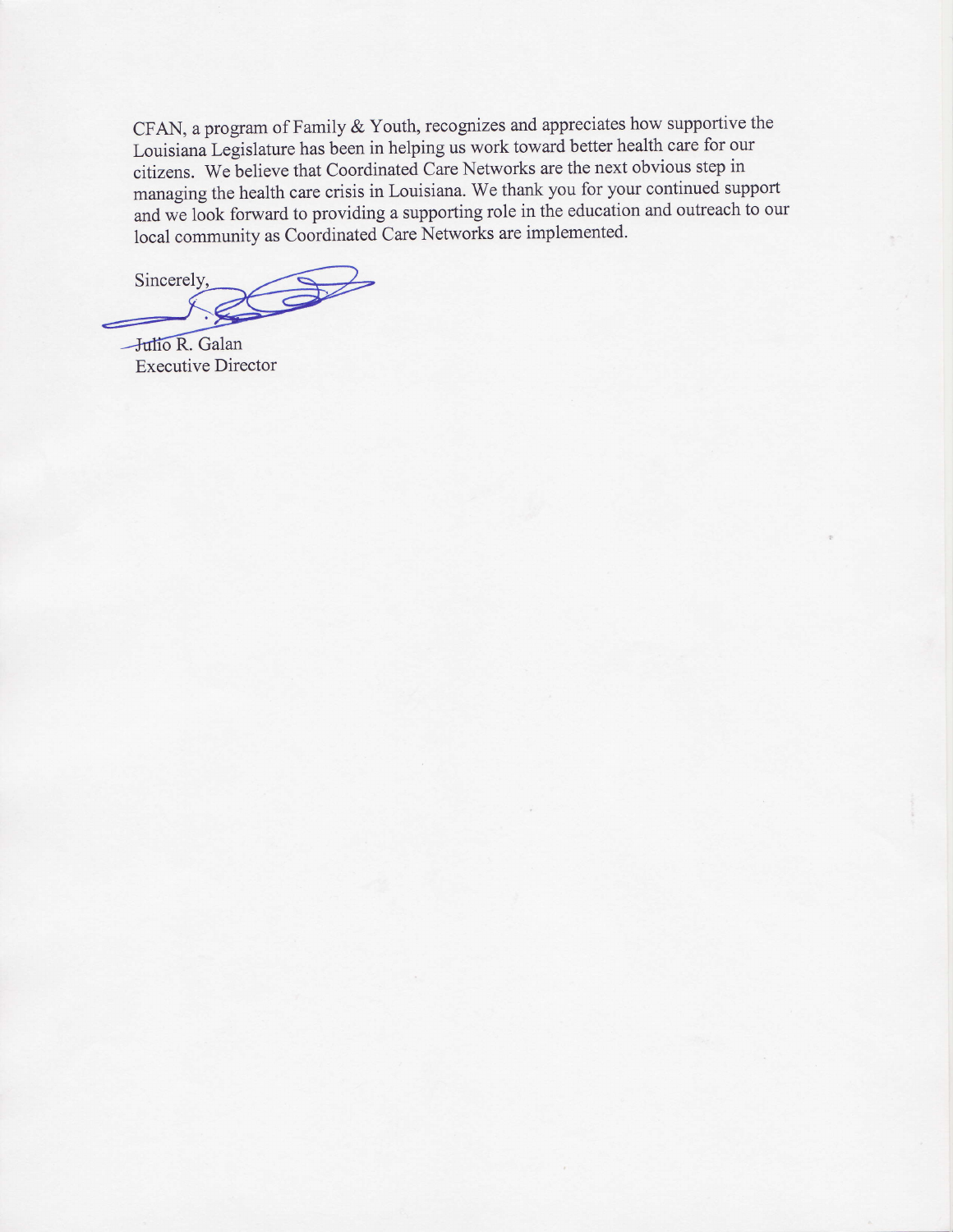CFAN, a program of Family & Youth, recognizes and appreciates how supportive the Louisiana Legislature has been in helping us work toward better health care for our citizens. We believe that Coordinated Care Networks are the next obvious step in managing the health care crisis in Louisiana. We thank you for your continued support and we look forward to providing a supporting role in the education and outreach to our local community as Coordinated Care Networks are implemented.

Sincerely,

Julio R. Galan
Executive Director